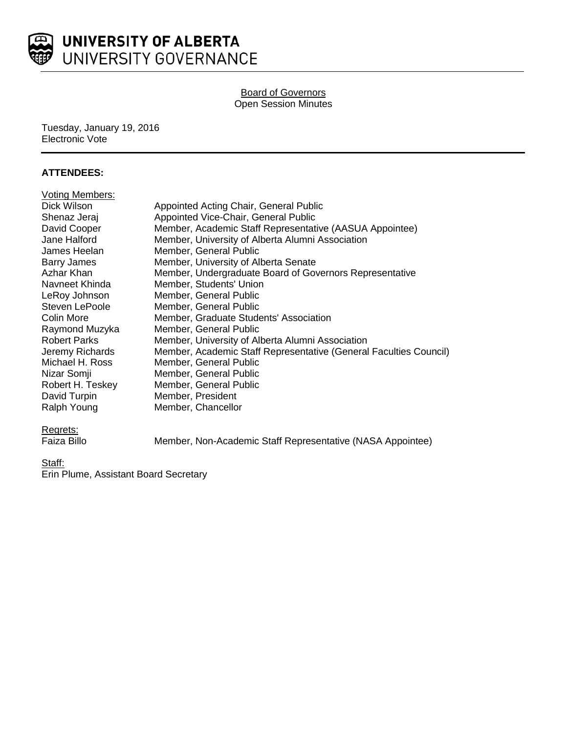# UNIVERSITY OF ALBERTA
## UNIVERSITY GOVERNANCE

Board of Governors
Open Session Minutes

Tuesday, January 19, 2016
Electronic Vote

**ATTENDEES:**

Voting Members:

| | |
|---|---|
| Dick Wilson | Appointed Acting Chair, General Public |
| Shenaz Jeraj | Appointed Vice-Chair, General Public |
| David Cooper | Member, Academic Staff Representative (AASUA Appointee) |
| Jane Halford | Member, University of Alberta Alumni Association |
| James Heelan | Member, General Public |
| Barry James | Member, University of Alberta Senate |
| Azhar Khan | Member, Undergraduate Board of Governors Representative |
| Navneet Khinda | Member, Students' Union |
| LeRoy Johnson | Member, General Public |
| Steven LePoole | Member, General Public |
| Colin More | Member, Graduate Students' Association |
| Raymond Muzyka | Member, General Public |
| Robert Parks | Member, University of Alberta Alumni Association |
| Jeremy Richards | Member, Academic Staff Representative (General Faculties Council) |
| Michael H. Ross | Member, General Public |
| Nizar Somji | Member, General Public |
| Robert H. Teskey | Member, General Public |
| David Turpin | Member, President |
| Ralph Young | Member, Chancellor |

Regrets:

| | |
|---|---|
| Faiza Billo | Member, Non-Academic Staff Representative (NASA Appointee) |

Staff:
Erin Plume, Assistant Board Secretary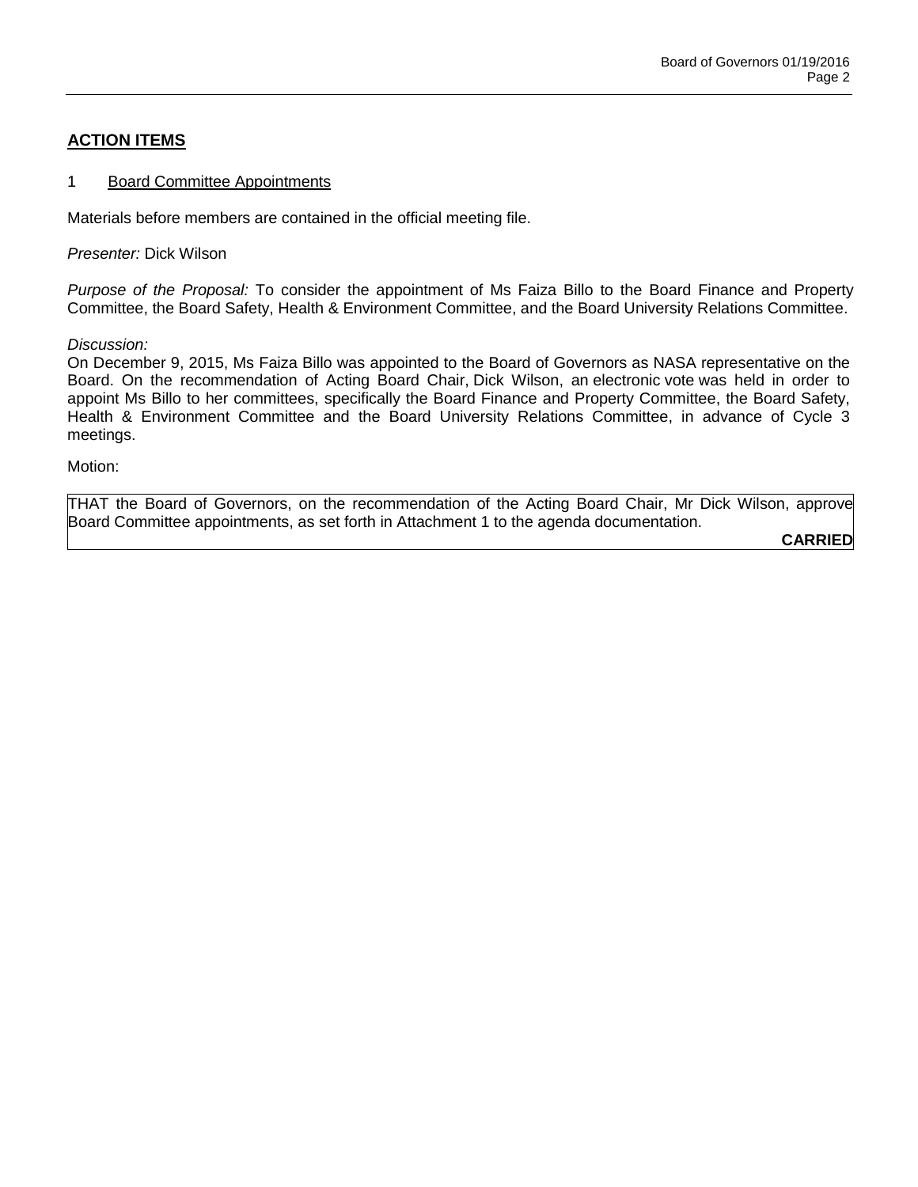## ACTION ITEMS

### 1 Board Committee Appointments

Materials before members are contained in the official meeting file.

*Presenter:* Dick Wilson

*Purpose of the Proposal:* To consider the appointment of Ms Faiza Billo to the Board Finance and Property Committee, the Board Safety, Health & Environment Committee, and the Board University Relations Committee.

*Discussion:*
On December 9, 2015, Ms Faiza Billo was appointed to the Board of Governors as NASA representative on the Board. On the recommendation of Acting Board Chair, Dick Wilson, an electronic vote was held in order to appoint Ms Billo to her committees, specifically the Board Finance and Property Committee, the Board Safety, Health & Environment Committee and the Board University Relations Committee, in advance of Cycle 3 meetings.

Motion:

THAT the Board of Governors, on the recommendation of the Acting Board Chair, Mr Dick Wilson, approve Board Committee appointments, as set forth in Attachment 1 to the agenda documentation.

**CARRIED**